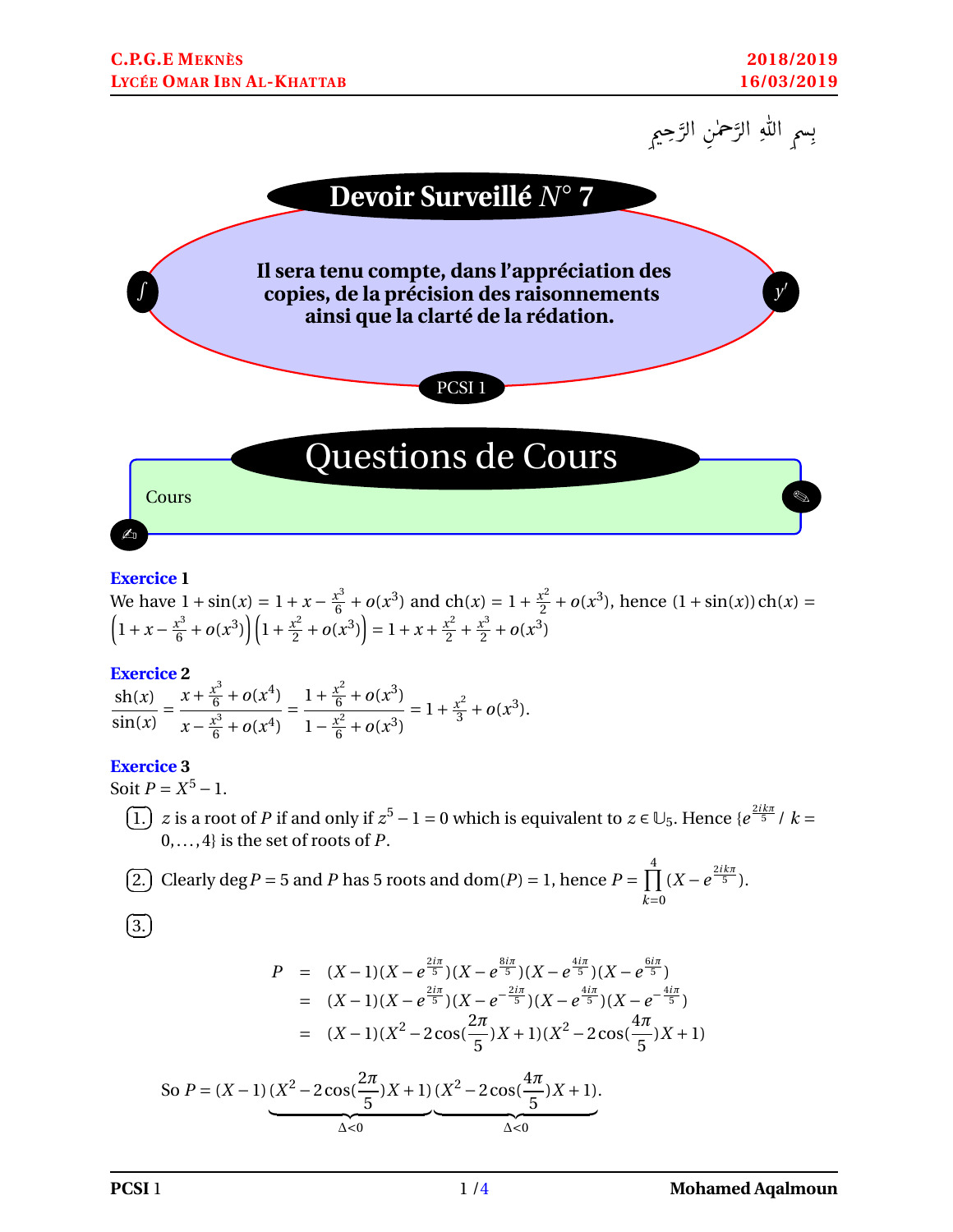بِسمِ اللَّهِ الرَّحمٰنِ الرَّحِيمِ

# Devoir Surveillé $N°$ 7

**Il sera tenu compte, dans l'appréciation des copies, de la précision des raisonnements ainsi que la clarté de la rédation.**

PCSI 1

## Questions de Cours

Cours

### Exercice 1

We have $1+\sin(x) = 1 + x - \frac{x^3}{6} + o(x^3)$ and $\text{ch}(x) = 1 + \frac{x^2}{2} + o(x^3)$, hence $(1+\sin(x))\,\text{ch}(x) = \left(1 + x - \frac{x^3}{6} + o(x^3)\right)\left(1 + \frac{x^2}{2} + o(x^3)\right) = 1 + x + \frac{x^2}{2} + \frac{x^3}{2} + o(x^3)$

### Exercice 2

$$\frac{\text{sh}(x)}{\sin(x)} = \frac{x + \frac{x^3}{6} + o(x^4)}{x - \frac{x^3}{6} + o(x^4)} = \frac{1 + \frac{x^2}{6} + o(x^3)}{1 - \frac{x^2}{6} + o(x^3)} = 1 + \frac{x^2}{3} + o(x^3).$$

### Exercice 3

Soit $P = X^5 - 1$.

1. $z$ is a root of $P$ if and only if $z^5 - 1 = 0$ which is equivalent to $z \in \mathbb{U}_5$. Hence $\{e^{\frac{2ik\pi}{5}} \;/\; k = 0, \ldots, 4\}$ is the set of roots of $P$.

2. Clearly $\deg P = 5$ and $P$ has 5 roots and $\text{dom}(P) = 1$, hence $P = \prod_{k=0}^{4}(X - e^{\frac{2ik\pi}{5}})$.

3. 

$$\begin{aligned}
P &= (X-1)(X - e^{\frac{2i\pi}{5}})(X - e^{\frac{8i\pi}{5}})(X - e^{\frac{4i\pi}{5}})(X - e^{\frac{6i\pi}{5}}) \\
&= (X-1)(X - e^{\frac{2i\pi}{5}})(X - e^{-\frac{2i\pi}{5}})(X - e^{\frac{4i\pi}{5}})(X - e^{-\frac{4i\pi}{5}}) \\
&= (X-1)(X^2 - 2\cos(\frac{2\pi}{5})X + 1)(X^2 - 2\cos(\frac{4\pi}{5})X + 1)
\end{aligned}$$

So $P = (X-1)\underbrace{(X^2 - 2\cos(\frac{2\pi}{5})X + 1)}_{\Delta<0}\underbrace{(X^2 - 2\cos(\frac{4\pi}{5})X + 1)}_{\Delta<0}$.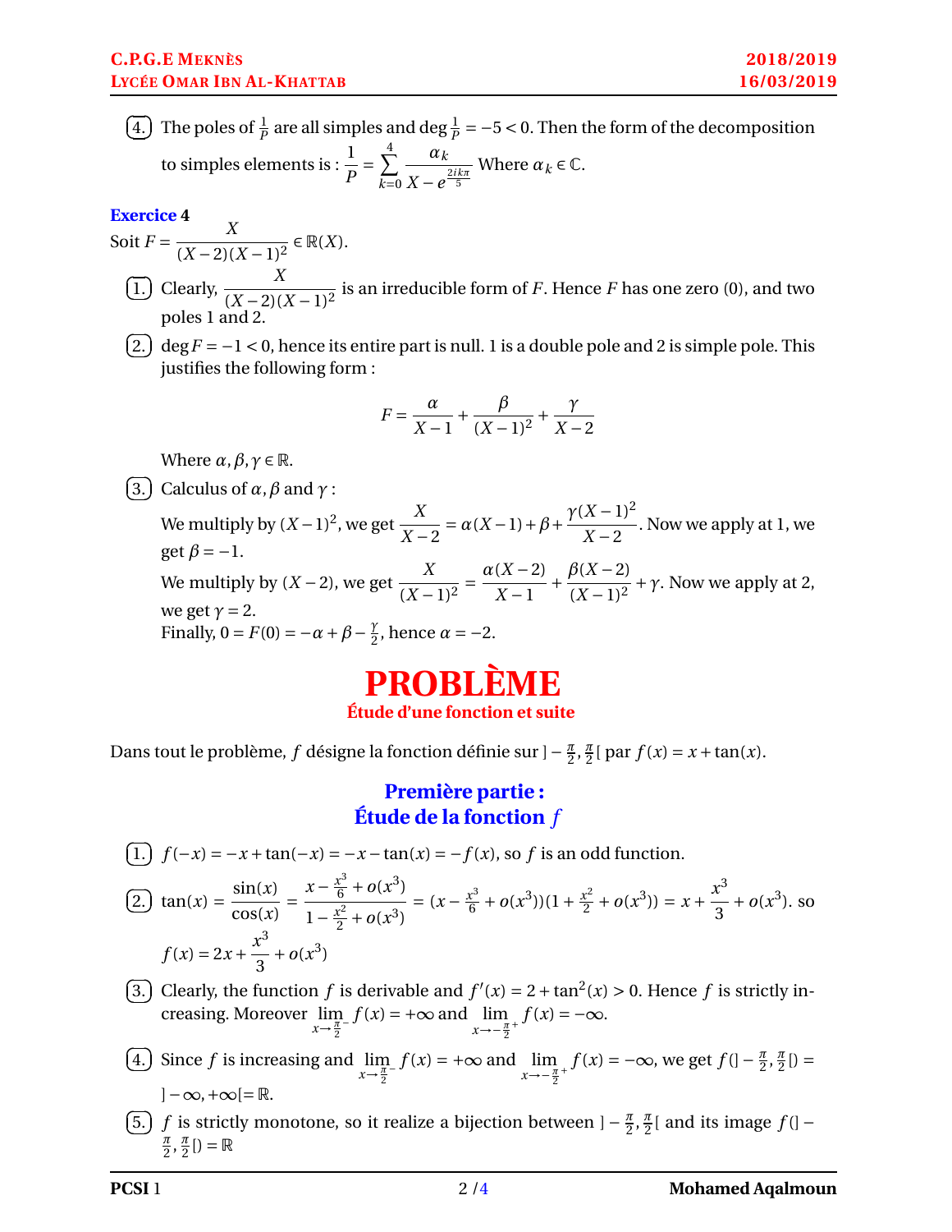4. The poles of $\frac{1}{P}$ are all simples and $\deg \frac{1}{P} = -5 < 0$. Then the form of the decomposition to simples elements is : $\dfrac{1}{P} = \displaystyle\sum_{k=0}^{4} \dfrac{\alpha_k}{X - e^{\frac{2ik\pi}{5}}}$ Where $\alpha_k \in \mathbb{C}$.

**Exercice 4**

Soit $F = \dfrac{X}{(X-2)(X-1)^2} \in \mathbb{R}(X)$.

1. Clearly, $\dfrac{X}{(X-2)(X-1)^2}$ is an irreducible form of $F$. Hence $F$ has one zero $(0)$, and two poles 1 and 2.

2. $\deg F = -1 < 0$, hence its entire part is null. 1 is a double pole and 2 is simple pole. This justifies the following form :

$$F = \frac{\alpha}{X-1} + \frac{\beta}{(X-1)^2} + \frac{\gamma}{X-2}$$

Where $\alpha, \beta, \gamma \in \mathbb{R}$.

3. Calculus of $\alpha, \beta$ and $\gamma$ :

We multiply by $(X-1)^2$, we get $\dfrac{X}{X-2} = \alpha(X-1) + \beta + \dfrac{\gamma(X-1)^2}{X-2}$. Now we apply at 1, we get $\beta = -1$.

We multiply by $(X-2)$, we get $\dfrac{X}{(X-1)^2} = \dfrac{\alpha(X-2)}{X-1} + \dfrac{\beta(X-2)}{(X-1)^2} + \gamma$. Now we apply at 2, we get $\gamma = 2$.

Finally, $0 = F(0) = -\alpha + \beta - \frac{\gamma}{2}$, hence $\alpha = -2$.

# PROBLÈME

## Étude d'une fonction et suite

Dans tout le problème, $f$ désigne la fonction définie sur $]-\frac{\pi}{2}, \frac{\pi}{2}[$ par $f(x) = x + \tan(x)$.

## Première partie : Étude de la fonction $f$

1. $f(-x) = -x + \tan(-x) = -x - \tan(x) = -f(x)$, so $f$ is an odd function.

2. $\tan(x) = \dfrac{\sin(x)}{\cos(x)} = \dfrac{x - \frac{x^3}{6} + o(x^3)}{1 - \frac{x^2}{2} + o(x^3)} = (x - \frac{x^3}{6} + o(x^3))(1 + \frac{x^2}{2} + o(x^3)) = x + \dfrac{x^3}{3} + o(x^3)$. so $f(x) = 2x + \dfrac{x^3}{3} + o(x^3)$

3. Clearly, the function $f$ is derivable and $f'(x) = 2 + \tan^2(x) > 0$. Hence $f$ is strictly increasing. Moreover $\displaystyle\lim_{x \to \frac{\pi}{2}^-} f(x) = +\infty$ and $\displaystyle\lim_{x \to -\frac{\pi}{2}^+} f(x) = -\infty$.

4. Since $f$ is increasing and $\displaystyle\lim_{x \to \frac{\pi}{2}^-} f(x) = +\infty$ and $\displaystyle\lim_{x \to -\frac{\pi}{2}^+} f(x) = -\infty$, we get $f(]-\frac{\pi}{2}, \frac{\pi}{2}[) = ]-\infty, +\infty[ = \mathbb{R}$.

5. $f$ is strictly monotone, so it realize a bijection between $]-\frac{\pi}{2}, \frac{\pi}{2}[$ and its image $f(]-\frac{\pi}{2}, \frac{\pi}{2}[) = \mathbb{R}$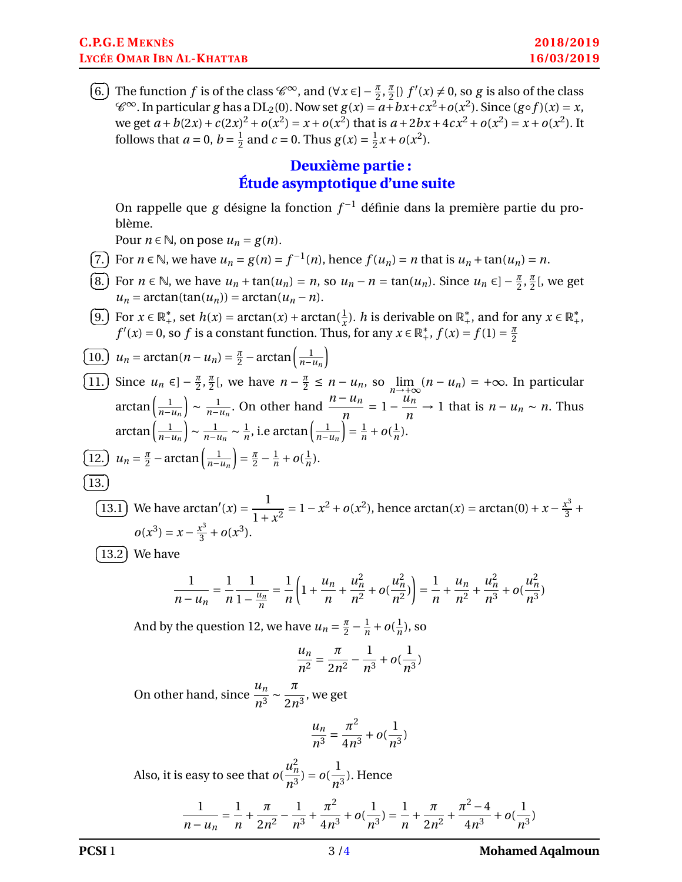**6.** The function $f$ is of the class $\mathscr{C}^\infty$, and $(\forall x \in ]-\frac{\pi}{2}, \frac{\pi}{2}[)\ f'(x) \neq 0$, so $g$ is also of the class $\mathscr{C}^\infty$. In particular $g$ has a $\mathrm{DL}_2(0)$. Now set $g(x) = a+bx+cx^2+o(x^2)$. Since $(g\circ f)(x) = x$, we get $a + b(2x) + c(2x)^2 + o(x^2) = x + o(x^2)$ that is $a + 2bx + 4cx^2 + o(x^2) = x + o(x^2)$. It follows that $a = 0$, $b = \frac{1}{2}$ and $c = 0$. Thus $g(x) = \frac{1}{2}x + o(x^2)$.

## Deuxième partie : Étude asymptotique d'une suite

On rappelle que $g$ désigne la fonction $f^{-1}$ définie dans la première partie du problème.

Pour $n \in \mathbb{N}$, on pose $u_n = g(n)$.

**7.** For $n \in \mathbb{N}$, we have $u_n = g(n) = f^{-1}(n)$, hence $f(u_n) = n$ that is $u_n + \tan(u_n) = n$.

**8.** For $n \in \mathbb{N}$, we have $u_n + \tan(u_n) = n$, so $u_n - n = \tan(u_n)$. Since $u_n \in ]-\frac{\pi}{2}, \frac{\pi}{2}[$, we get $u_n = \arctan(\tan(u_n)) = \arctan(u_n - n)$.

**9.** For $x \in \mathbb{R}_+^*$, set $h(x) = \arctan(x) + \arctan(\frac{1}{x})$. $h$ is derivable on $\mathbb{R}_+^*$, and for any $x \in \mathbb{R}_+^*$, $f'(x) = 0$, so $f$ is a constant function. Thus, for any $x \in \mathbb{R}_+^*$, $f(x) = f(1) = \frac{\pi}{2}$

**10.** $u_n = \arctan(n - u_n) = \frac{\pi}{2} - \arctan\left(\frac{1}{n-u_n}\right)$

**11.** Since $u_n \in ]-\frac{\pi}{2}, \frac{\pi}{2}[$, we have $n - \frac{\pi}{2} \leq n - u_n$, so $\lim\limits_{n\to+\infty}(n - u_n) = +\infty$. In particular $\arctan\left(\frac{1}{n-u_n}\right) \sim \frac{1}{n-u_n}$. On other hand $\dfrac{n-u_n}{n} = 1 - \dfrac{u_n}{n} \to 1$ that is $n - u_n \sim n$. Thus $\arctan\left(\frac{1}{n-u_n}\right) \sim \frac{1}{n-u_n} \sim \frac{1}{n}$, i.e $\arctan\left(\frac{1}{n-u_n}\right) = \frac{1}{n} + o(\frac{1}{n})$.

**12.** $u_n = \frac{\pi}{2} - \arctan\left(\frac{1}{n-u_n}\right) = \frac{\pi}{2} - \frac{1}{n} + o(\frac{1}{n})$.

**13.**

**13.1** We have $\arctan'(x) = \dfrac{1}{1+x^2} = 1 - x^2 + o(x^2)$, hence $\arctan(x) = \arctan(0) + x - \frac{x^3}{3} + o(x^3) = x - \frac{x^3}{3} + o(x^3)$.

**13.2** We have

$$\frac{1}{n-u_n} = \frac{1}{n}\frac{1}{1-\frac{u_n}{n}} = \frac{1}{n}\left(1 + \frac{u_n}{n} + \frac{u_n^2}{n^2} + o(\frac{u_n^2}{n^2})\right) = \frac{1}{n} + \frac{u_n}{n^2} + \frac{u_n^2}{n^3} + o(\frac{u_n^2}{n^3})$$

And by the question 12, we have $u_n = \frac{\pi}{2} - \frac{1}{n} + o(\frac{1}{n})$, so

$$\frac{u_n}{n^2} = \frac{\pi}{2n^2} - \frac{1}{n^3} + o(\frac{1}{n^3})$$

On other hand, since $\dfrac{u_n}{n^3} \sim \dfrac{\pi}{2n^3}$, we get

$$\frac{u_n}{n^3} = \frac{\pi^2}{4n^3} + o(\frac{1}{n^3})$$

Also, it is easy to see that $o(\dfrac{u_n^2}{n^3}) = o(\dfrac{1}{n^3})$. Hence

$$\frac{1}{n-u_n} = \frac{1}{n} + \frac{\pi}{2n^2} - \frac{1}{n^3} + \frac{\pi^2}{4n^3} + o(\frac{1}{n^3}) = \frac{1}{n} + \frac{\pi}{2n^2} + \frac{\pi^2-4}{4n^3} + o(\frac{1}{n^3})$$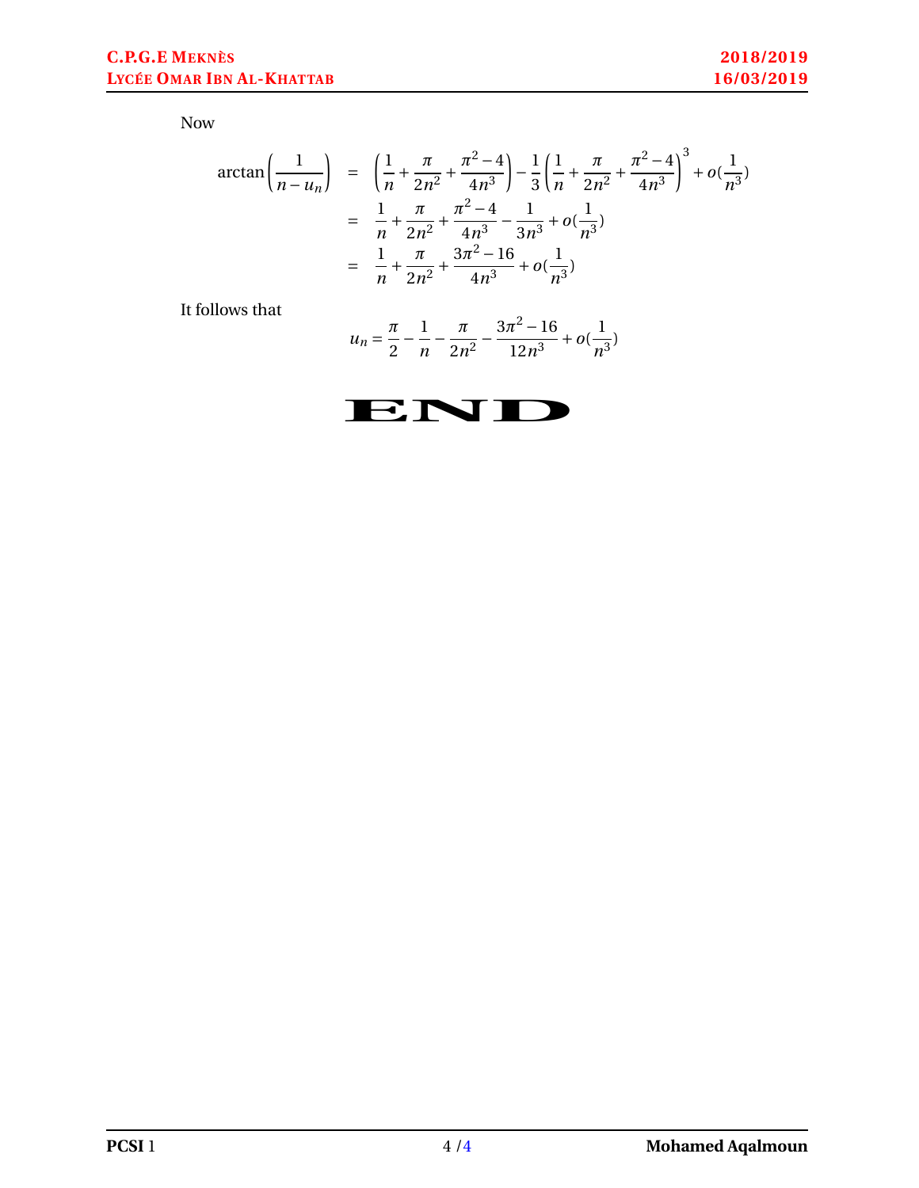Now

$$
\begin{aligned}
\arctan\left(\frac{1}{n-u_n}\right) &= \left(\frac{1}{n}+\frac{\pi}{2n^2}+\frac{\pi^2-4}{4n^3}\right)-\frac{1}{3}\left(\frac{1}{n}+\frac{\pi}{2n^2}+\frac{\pi^2-4}{4n^3}\right)^3+o(\frac{1}{n^3}) \\
&= \frac{1}{n}+\frac{\pi}{2n^2}+\frac{\pi^2-4}{4n^3}-\frac{1}{3n^3}+o(\frac{1}{n^3}) \\
&= \frac{1}{n}+\frac{\pi}{2n^2}+\frac{3\pi^2-16}{4n^3}+o(\frac{1}{n^3})
\end{aligned}
$$

It follows that

$$
u_n = \frac{\pi}{2}-\frac{1}{n}-\frac{\pi}{2n^2}-\frac{3\pi^2-16}{12n^3}+o(\frac{1}{n^3})
$$

**END**